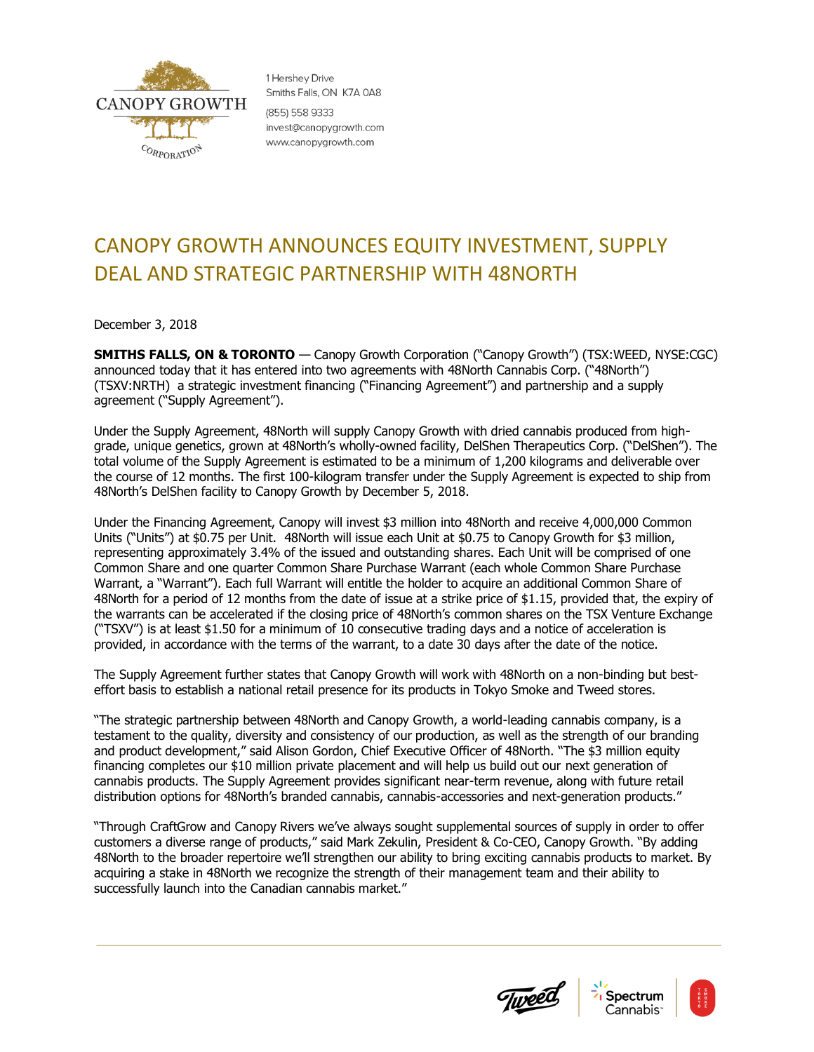1 Hershey Drive
Smiths Falls, ON K7A 0A8
(855) 558 9333
invest@canopygrowth.com
www.canopygrowth.com

# CANOPY GROWTH ANNOUNCES EQUITY INVESTMENT, SUPPLY DEAL AND STRATEGIC PARTNERSHIP WITH 48NORTH

December 3, 2018

**SMITHS FALLS, ON & TORONTO** — Canopy Growth Corporation ("Canopy Growth") (TSX:WEED, NYSE:CGC) announced today that it has entered into two agreements with 48North Cannabis Corp. ("48North") (TSXV:NRTH) a strategic investment financing ("Financing Agreement") and partnership and a supply agreement ("Supply Agreement").

Under the Supply Agreement, 48North will supply Canopy Growth with dried cannabis produced from high-grade, unique genetics, grown at 48North's wholly-owned facility, DelShen Therapeutics Corp. ("DelShen"). The total volume of the Supply Agreement is estimated to be a minimum of 1,200 kilograms and deliverable over the course of 12 months. The first 100-kilogram transfer under the Supply Agreement is expected to ship from 48North's DelShen facility to Canopy Growth by December 5, 2018.

Under the Financing Agreement, Canopy will invest $3 million into 48North and receive 4,000,000 Common Units ("Units") at $0.75 per Unit. 48North will issue each Unit at $0.75 to Canopy Growth for $3 million, representing approximately 3.4% of the issued and outstanding shares. Each Unit will be comprised of one Common Share and one quarter Common Share Purchase Warrant (each whole Common Share Purchase Warrant, a "Warrant"). Each full Warrant will entitle the holder to acquire an additional Common Share of 48North for a period of 12 months from the date of issue at a strike price of $1.15, provided that, the expiry of the warrants can be accelerated if the closing price of 48North's common shares on the TSX Venture Exchange ("TSXV") is at least $1.50 for a minimum of 10 consecutive trading days and a notice of acceleration is provided, in accordance with the terms of the warrant, to a date 30 days after the date of the notice.

The Supply Agreement further states that Canopy Growth will work with 48North on a non-binding but best-effort basis to establish a national retail presence for its products in Tokyo Smoke and Tweed stores.

"The strategic partnership between 48North and Canopy Growth, a world-leading cannabis company, is a testament to the quality, diversity and consistency of our production, as well as the strength of our branding and product development," said Alison Gordon, Chief Executive Officer of 48North. "The $3 million equity financing completes our $10 million private placement and will help us build out our next generation of cannabis products. The Supply Agreement provides significant near-term revenue, along with future retail distribution options for 48North's branded cannabis, cannabis-accessories and next-generation products."

"Through CraftGrow and Canopy Rivers we've always sought supplemental sources of supply in order to offer customers a diverse range of products," said Mark Zekulin, President & Co-CEO, Canopy Growth. "By adding 48North to the broader repertoire we'll strengthen our ability to bring exciting cannabis products to market. By acquiring a stake in 48North we recognize the strength of their management team and their ability to successfully launch into the Canadian cannabis market."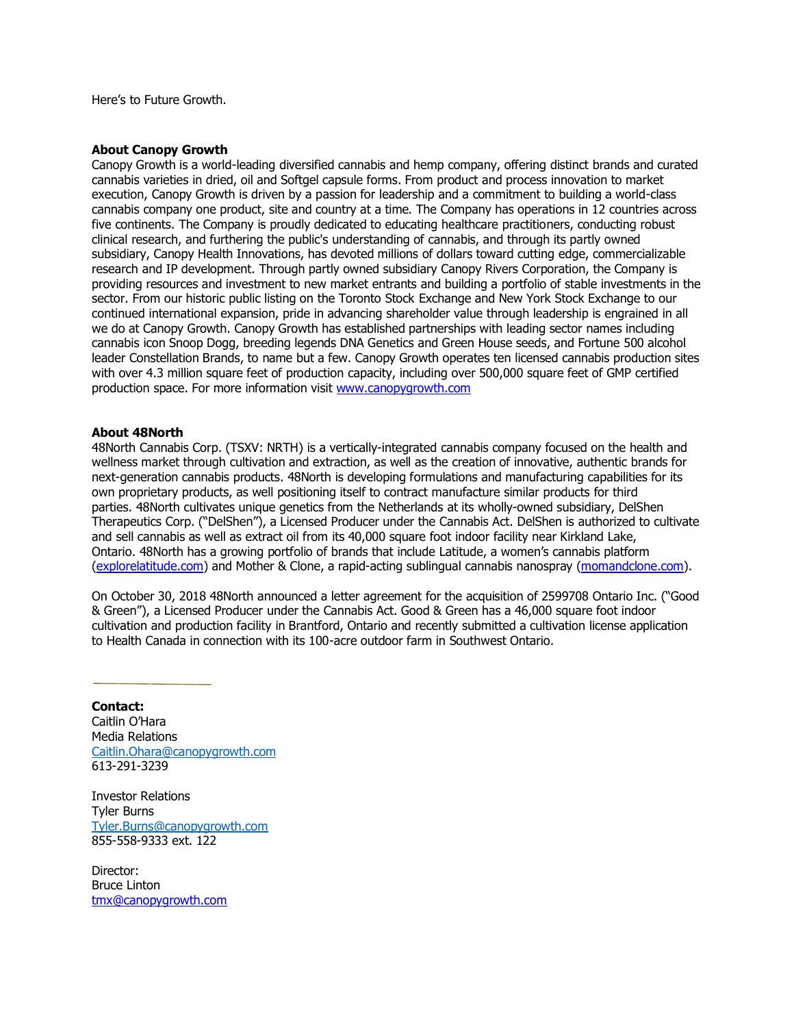Here's to Future Growth.

**About Canopy Growth**

Canopy Growth is a world-leading diversified cannabis and hemp company, offering distinct brands and curated cannabis varieties in dried, oil and Softgel capsule forms. From product and process innovation to market execution, Canopy Growth is driven by a passion for leadership and a commitment to building a world-class cannabis company one product, site and country at a time. The Company has operations in 12 countries across five continents. The Company is proudly dedicated to educating healthcare practitioners, conducting robust clinical research, and furthering the public's understanding of cannabis, and through its partly owned subsidiary, Canopy Health Innovations, has devoted millions of dollars toward cutting edge, commercializable research and IP development. Through partly owned subsidiary Canopy Rivers Corporation, the Company is providing resources and investment to new market entrants and building a portfolio of stable investments in the sector. From our historic public listing on the Toronto Stock Exchange and New York Stock Exchange to our continued international expansion, pride in advancing shareholder value through leadership is engrained in all we do at Canopy Growth. Canopy Growth has established partnerships with leading sector names including cannabis icon Snoop Dogg, breeding legends DNA Genetics and Green House seeds, and Fortune 500 alcohol leader Constellation Brands, to name but a few. Canopy Growth operates ten licensed cannabis production sites with over 4.3 million square feet of production capacity, including over 500,000 square feet of GMP certified production space. For more information visit www.canopygrowth.com

**About 48North**

48North Cannabis Corp. (TSXV: NRTH) is a vertically-integrated cannabis company focused on the health and wellness market through cultivation and extraction, as well as the creation of innovative, authentic brands for next-generation cannabis products. 48North is developing formulations and manufacturing capabilities for its own proprietary products, as well positioning itself to contract manufacture similar products for third parties. 48North cultivates unique genetics from the Netherlands at its wholly-owned subsidiary, DelShen Therapeutics Corp. ("DelShen"), a Licensed Producer under the Cannabis Act. DelShen is authorized to cultivate and sell cannabis as well as extract oil from its 40,000 square foot indoor facility near Kirkland Lake, Ontario. 48North has a growing portfolio of brands that include Latitude, a women's cannabis platform (explorelatitude.com) and Mother & Clone, a rapid-acting sublingual cannabis nanospray (momandclone.com).

On October 30, 2018 48North announced a letter agreement for the acquisition of 2599708 Ontario Inc. ("Good & Green"), a Licensed Producer under the Cannabis Act. Good & Green has a 46,000 square foot indoor cultivation and production facility in Brantford, Ontario and recently submitted a cultivation license application to Health Canada in connection with its 100-acre outdoor farm in Southwest Ontario.

---

**Contact:**
Caitlin O'Hara
Media Relations
Caitlin.Ohara@canopygrowth.com
613-291-3239

Investor Relations
Tyler Burns
Tyler.Burns@canopygrowth.com
855-558-9333 ext. 122

Director:
Bruce Linton
tmx@canopygrowth.com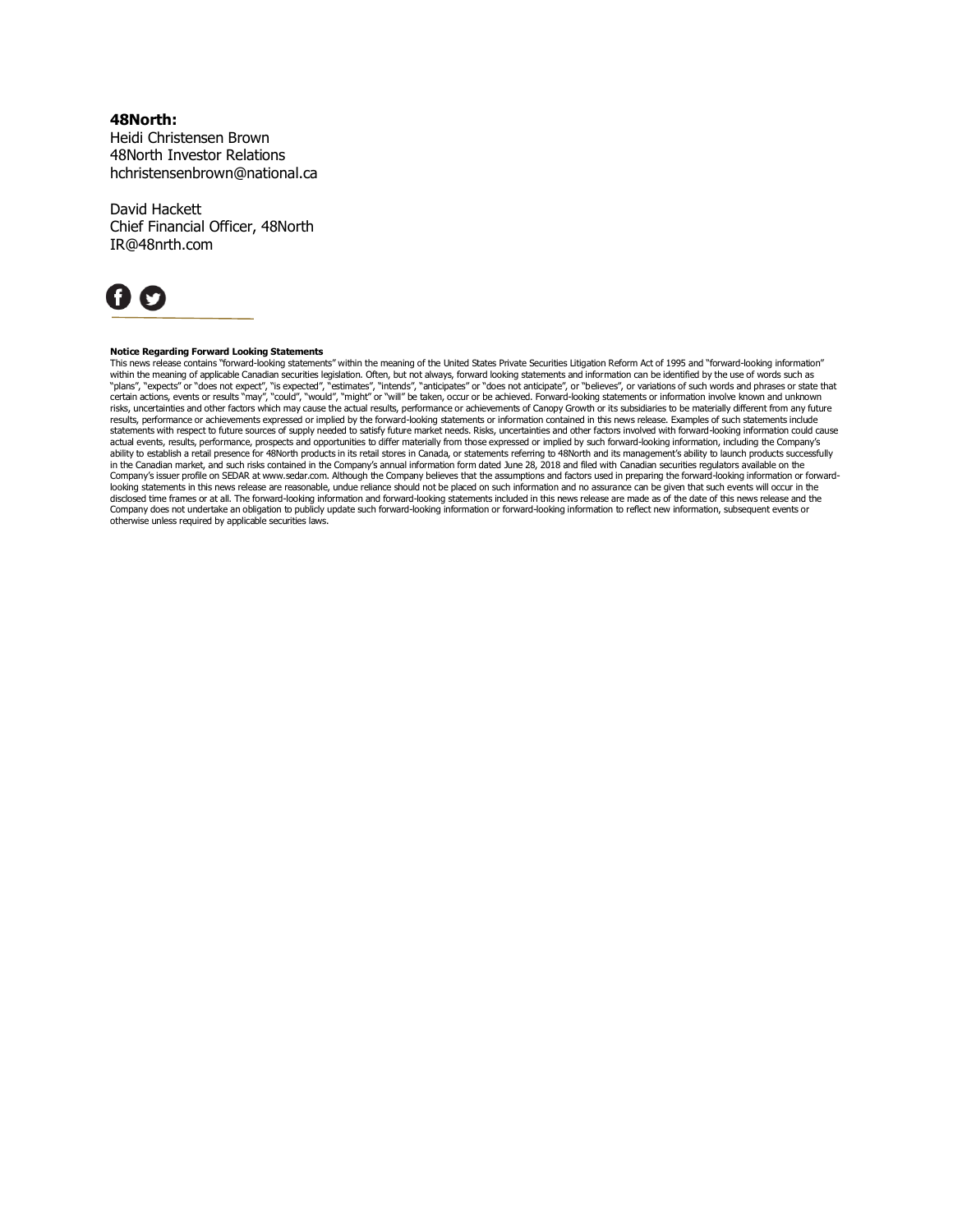**48North:**
Heidi Christensen Brown
48North Investor Relations
hchristensenbrown@national.ca

David Hackett
Chief Financial Officer, 48North
IR@48nrth.com

**Notice Regarding Forward Looking Statements**
This news release contains "forward-looking statements" within the meaning of the United States Private Securities Litigation Reform Act of 1995 and "forward-looking information" within the meaning of applicable Canadian securities legislation. Often, but not always, forward looking statements and information can be identified by the use of words such as "plans", "expects" or "does not expect", "is expected", "estimates", "intends", "anticipates" or "does not anticipate", or "believes", or variations of such words and phrases or state that certain actions, events or results "may", "could", "would", "might" or "will" be taken, occur or be achieved. Forward-looking statements or information involve known and unknown risks, uncertainties and other factors which may cause the actual results, performance or achievements of Canopy Growth or its subsidiaries to be materially different from any future results, performance or achievements expressed or implied by the forward-looking statements or information contained in this news release. Examples of such statements include statements with respect to future sources of supply needed to satisfy future market needs. Risks, uncertainties and other factors involved with forward-looking information could cause actual events, results, performance, prospects and opportunities to differ materially from those expressed or implied by such forward-looking information, including the Company's ability to establish a retail presence for 48North products in its retail stores in Canada, or statements referring to 48North and its management's ability to launch products successfully in the Canadian market, and such risks contained in the Company's annual information form dated June 28, 2018 and filed with Canadian securities regulators available on the Company's issuer profile on SEDAR at www.sedar.com. Although the Company believes that the assumptions and factors used in preparing the forward-looking information or forward-looking statements in this news release are reasonable, undue reliance should not be placed on such information and no assurance can be given that such events will occur in the disclosed time frames or at all. The forward-looking information and forward-looking statements included in this news release are made as of the date of this news release and the Company does not undertake an obligation to publicly update such forward-looking information or forward-looking information to reflect new information, subsequent events or otherwise unless required by applicable securities laws.